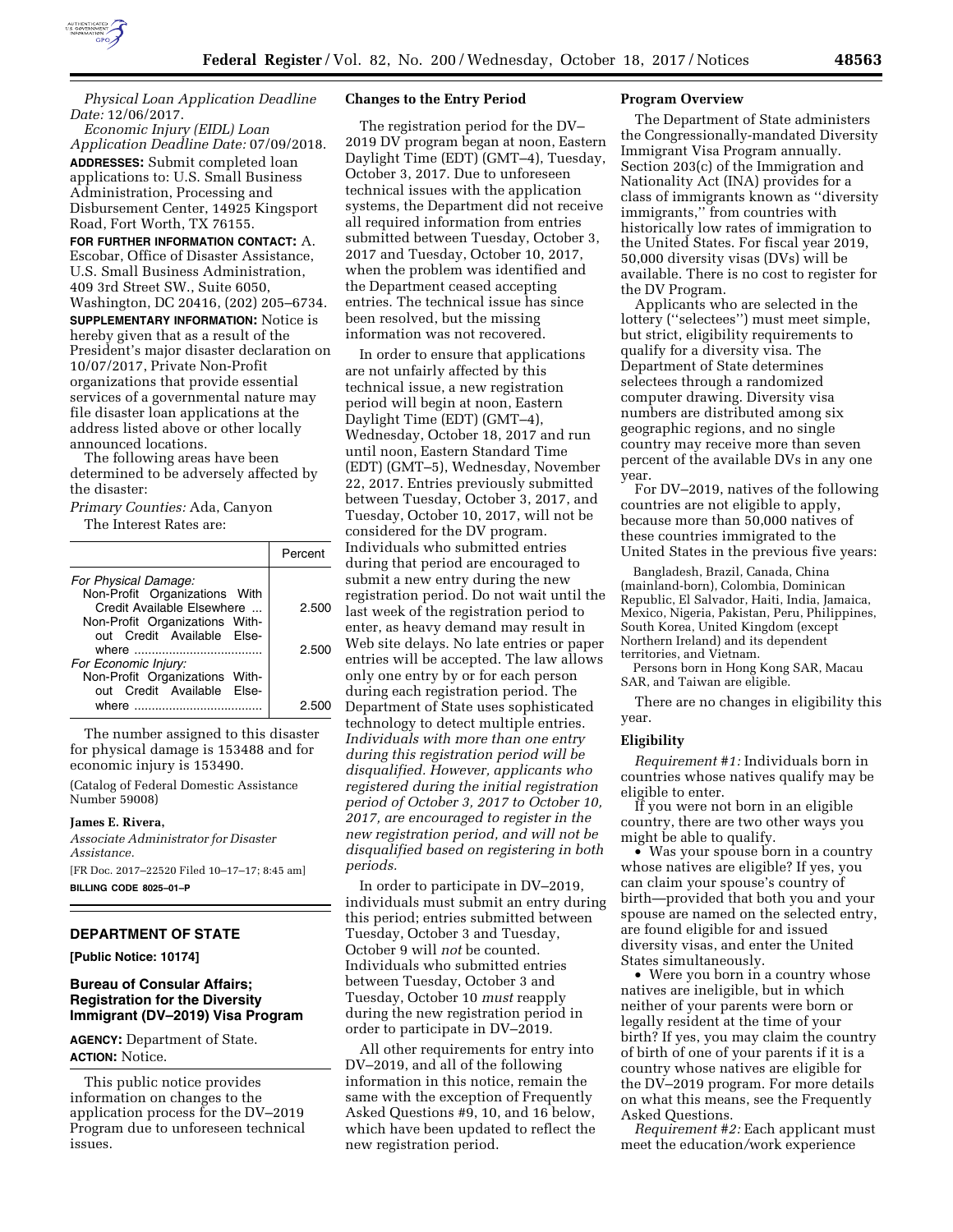*Physical Loan Application Deadline Date:* 12/06/2017.

*Economic Injury (EIDL) Loan Application Deadline Date:* 07/09/2018.

**ADDRESSES:** Submit completed loan applications to: U.S. Small Business Administration, Processing and Disbursement Center, 14925 Kingsport Road, Fort Worth, TX 76155.

**FOR FURTHER INFORMATION CONTACT:** A. Escobar, Office of Disaster Assistance, U.S. Small Business Administration, 409 3rd Street SW., Suite 6050, Washington, DC 20416, (202) 205–6734.

**SUPPLEMENTARY INFORMATION:** Notice is hereby given that as a result of the President's major disaster declaration on 10/07/2017, Private Non-Profit organizations that provide essential services of a governmental nature may file disaster loan applications at the address listed above or other locally announced locations.

The following areas have been determined to be adversely affected by the disaster:

*Primary Counties:* Ada, Canyon

The Interest Rates are:

| | Percent |
|---|---|
| *For Physical Damage:* | |
| Non-Profit Organizations With Credit Available Elsewhere | 2.500 |
| Non-Profit Organizations Without Credit Available Elsewhere | 2.500 |
| *For Economic Injury:* | |
| Non-Profit Organizations Without Credit Available Elsewhere | 2.500 |

The number assigned to this disaster for physical damage is 153488 and for economic injury is 153490.

(Catalog of Federal Domestic Assistance Number 59008)

**James E. Rivera,**

*Associate Administrator for Disaster Assistance.*

[FR Doc. 2017–22520 Filed 10–17–17; 8:45 am]

**BILLING CODE 8025–01–P**

## DEPARTMENT OF STATE

**[Public Notice: 10174]**

### Bureau of Consular Affairs; Registration for the Diversity Immigrant (DV–2019) Visa Program

**AGENCY:** Department of State.

**ACTION:** Notice.

This public notice provides information on changes to the application process for the DV–2019 Program due to unforeseen technical issues.

**Changes to the Entry Period**

The registration period for the DV–2019 DV program began at noon, Eastern Daylight Time (EDT) (GMT–4), Tuesday, October 3, 2017. Due to unforeseen technical issues with the application systems, the Department did not receive all required information from entries submitted between Tuesday, October 3, 2017 and Tuesday, October 10, 2017, when the problem was identified and the Department ceased accepting entries. The technical issue has since been resolved, but the missing information was not recovered.

In order to ensure that applications are not unfairly affected by this technical issue, a new registration period will begin at noon, Eastern Daylight Time (EDT) (GMT–4), Wednesday, October 18, 2017 and run until noon, Eastern Standard Time (EDT) (GMT–5), Wednesday, November 22, 2017. Entries previously submitted between Tuesday, October 3, 2017, and Tuesday, October 10, 2017, will not be considered for the DV program. Individuals who submitted entries during that period are encouraged to submit a new entry during the new registration period. Do not wait until the last week of the registration period to enter, as heavy demand may result in Web site delays. No late entries or paper entries will be accepted. The law allows only one entry by or for each person during each registration period. The Department of State uses sophisticated technology to detect multiple entries. *Individuals with more than one entry during this registration period will be disqualified. However, applicants who registered during the initial registration period of October 3, 2017 to October 10, 2017, are encouraged to register in the new registration period, and will not be disqualified based on registering in both periods.*

In order to participate in DV–2019, individuals must submit an entry during this period; entries submitted between Tuesday, October 3 and Tuesday, October 9 will *not* be counted. Individuals who submitted entries between Tuesday, October 3 and Tuesday, October 10 *must* reapply during the new registration period in order to participate in DV–2019.

All other requirements for entry into DV–2019, and all of the following information in this notice, remain the same with the exception of Frequently Asked Questions #9, 10, and 16 below, which have been updated to reflect the new registration period.

**Program Overview**

The Department of State administers the Congressionally-mandated Diversity Immigrant Visa Program annually. Section 203(c) of the Immigration and Nationality Act (INA) provides for a class of immigrants known as ''diversity immigrants,'' from countries with historically low rates of immigration to the United States. For fiscal year 2019, 50,000 diversity visas (DVs) will be available. There is no cost to register for the DV Program.

Applicants who are selected in the lottery (''selectees'') must meet simple, but strict, eligibility requirements to qualify for a diversity visa. The Department of State determines selectees through a randomized computer drawing. Diversity visa numbers are distributed among six geographic regions, and no single country may receive more than seven percent of the available DVs in any one year.

For DV–2019, natives of the following countries are not eligible to apply, because more than 50,000 natives of these countries immigrated to the United States in the previous five years:

Bangladesh, Brazil, Canada, China (mainland-born), Colombia, Dominican Republic, El Salvador, Haiti, India, Jamaica, Mexico, Nigeria, Pakistan, Peru, Philippines, South Korea, United Kingdom (except Northern Ireland) and its dependent territories, and Vietnam.

Persons born in Hong Kong SAR, Macau SAR, and Taiwan are eligible.

There are no changes in eligibility this year.

**Eligibility**

*Requirement #1:* Individuals born in countries whose natives qualify may be eligible to enter.

If you were not born in an eligible country, there are two other ways you might be able to qualify.

- Was your spouse born in a country whose natives are eligible? If yes, you can claim your spouse's country of birth—provided that both you and your spouse are named on the selected entry, are found eligible for and issued diversity visas, and enter the United States simultaneously.
- Were you born in a country whose natives are ineligible, but in which neither of your parents were born or legally resident at the time of your birth? If yes, you may claim the country of birth of one of your parents if it is a country whose natives are eligible for the DV–2019 program. For more details on what this means, see the Frequently Asked Questions.

*Requirement #2:* Each applicant must meet the education/work experience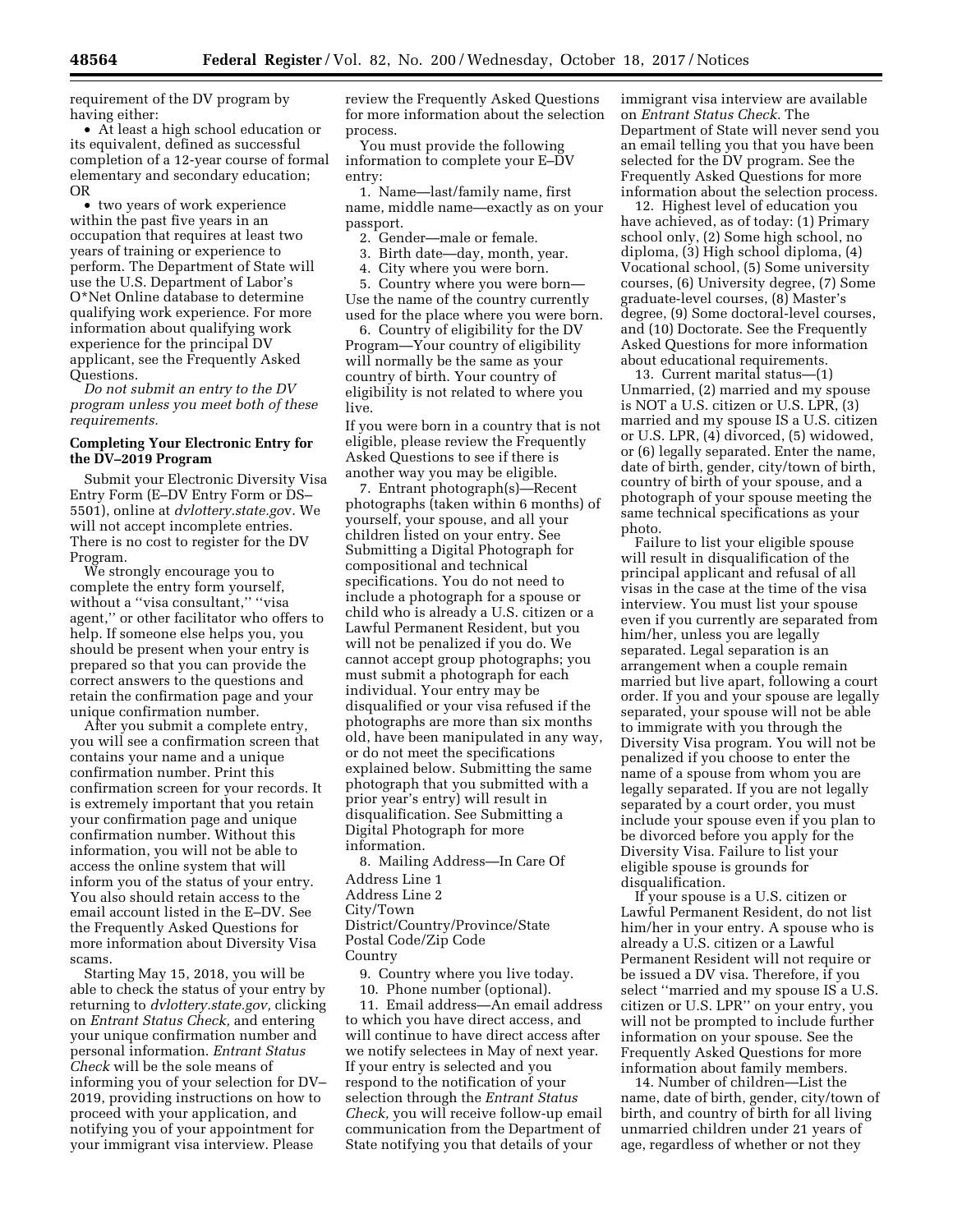requirement of the DV program by having either:

- At least a high school education or its equivalent, defined as successful completion of a 12-year course of formal elementary and secondary education; OR
- two years of work experience within the past five years in an occupation that requires at least two years of training or experience to perform. The Department of State will use the U.S. Department of Labor's O*Net Online database to determine qualifying work experience. For more information about qualifying work experience for the principal DV applicant, see the Frequently Asked Questions.

*Do not submit an entry to the DV program unless you meet both of these requirements.*

### Completing Your Electronic Entry for the DV–2019 Program

Submit your Electronic Diversity Visa Entry Form (E–DV Entry Form or DS–5501), online at *dvlottery.state.gov*. We will not accept incomplete entries. There is no cost to register for the DV Program.

We strongly encourage you to complete the entry form yourself, without a ''visa consultant,'' ''visa agent,'' or other facilitator who offers to help. If someone else helps you, you should be present when your entry is prepared so that you can provide the correct answers to the questions and retain the confirmation page and your unique confirmation number.

After you submit a complete entry, you will see a confirmation screen that contains your name and a unique confirmation number. Print this confirmation screen for your records. It is extremely important that you retain your confirmation page and unique confirmation number. Without this information, you will not be able to access the online system that will inform you of the status of your entry. You also should retain access to the email account listed in the E–DV. See the Frequently Asked Questions for more information about Diversity Visa scams.

Starting May 15, 2018, you will be able to check the status of your entry by returning to *dvlottery.state.gov,* clicking on *Entrant Status Check,* and entering your unique confirmation number and personal information. *Entrant Status Check* will be the sole means of informing you of your selection for DV–2019, providing instructions on how to proceed with your application, and notifying you of your appointment for your immigrant visa interview. Please review the Frequently Asked Questions for more information about the selection process.

You must provide the following information to complete your E–DV entry:

1. Name—last/family name, first name, middle name—exactly as on your passport.
2. Gender—male or female.
3. Birth date—day, month, year.
4. City where you were born.
5. Country where you were born—Use the name of the country currently used for the place where you were born.
6. Country of eligibility for the DV Program—Your country of eligibility will normally be the same as your country of birth. Your country of eligibility is not related to where you live.

If you were born in a country that is not eligible, please review the Frequently Asked Questions to see if there is another way you may be eligible.

7. Entrant photograph(s)—Recent photographs (taken within 6 months) of yourself, your spouse, and all your children listed on your entry. See Submitting a Digital Photograph for compositional and technical specifications. You do not need to include a photograph for a spouse or child who is already a U.S. citizen or a Lawful Permanent Resident, but you will not be penalized if you do. We cannot accept group photographs; you must submit a photograph for each individual. Your entry may be disqualified or your visa refused if the photographs are more than six months old, have been manipulated in any way, or do not meet the specifications explained below. Submitting the same photograph that you submitted with a prior year's entry) will result in disqualification. See Submitting a Digital Photograph for more information.
8. Mailing Address—In Care Of

Address Line 1
Address Line 2
City/Town
District/Country/Province/State
Postal Code/Zip Code
Country

9. Country where you live today.
10. Phone number (optional).
11. Email address—An email address to which you have direct access, and will continue to have direct access after we notify selectees in May of next year. If your entry is selected and you respond to the notification of your selection through the *Entrant Status Check,* you will receive follow-up email communication from the Department of State notifying you that details of your immigrant visa interview are available on *Entrant Status Check.* The Department of State will never send you an email telling you that you have been selected for the DV program. See the Frequently Asked Questions for more information about the selection process.
12. Highest level of education you have achieved, as of today: (1) Primary school only, (2) Some high school, no diploma, (3) High school diploma, (4) Vocational school, (5) Some university courses, (6) University degree, (7) Some graduate-level courses, (8) Master's degree, (9) Some doctoral-level courses, and (10) Doctorate. See the Frequently Asked Questions for more information about educational requirements.
13. Current marital status—(1) Unmarried, (2) married and my spouse is NOT a U.S. citizen or U.S. LPR, (3) married and my spouse IS a U.S. citizen or U.S. LPR, (4) divorced, (5) widowed, or (6) legally separated. Enter the name, date of birth, gender, city/town of birth, country of birth of your spouse, and a photograph of your spouse meeting the same technical specifications as your photo.

Failure to list your eligible spouse will result in disqualification of the principal applicant and refusal of all visas in the case at the time of the visa interview. You must list your spouse even if you currently are separated from him/her, unless you are legally separated. Legal separation is an arrangement when a couple remain married but live apart, following a court order. If you and your spouse are legally separated, your spouse will not be able to immigrate with you through the Diversity Visa program. You will not be penalized if you choose to enter the name of a spouse from whom you are legally separated. If you are not legally separated by a court order, you must include your spouse even if you plan to be divorced before you apply for the Diversity Visa. Failure to list your eligible spouse is grounds for disqualification.

If your spouse is a U.S. citizen or Lawful Permanent Resident, do not list him/her in your entry. A spouse who is already a U.S. citizen or a Lawful Permanent Resident will not require or be issued a DV visa. Therefore, if you select ''married and my spouse IS a U.S. citizen or U.S. LPR'' on your entry, you will not be prompted to include further information on your spouse. See the Frequently Asked Questions for more information about family members.

14. Number of children—List the name, date of birth, gender, city/town of birth, and country of birth for all living unmarried children under 21 years of age, regardless of whether or not they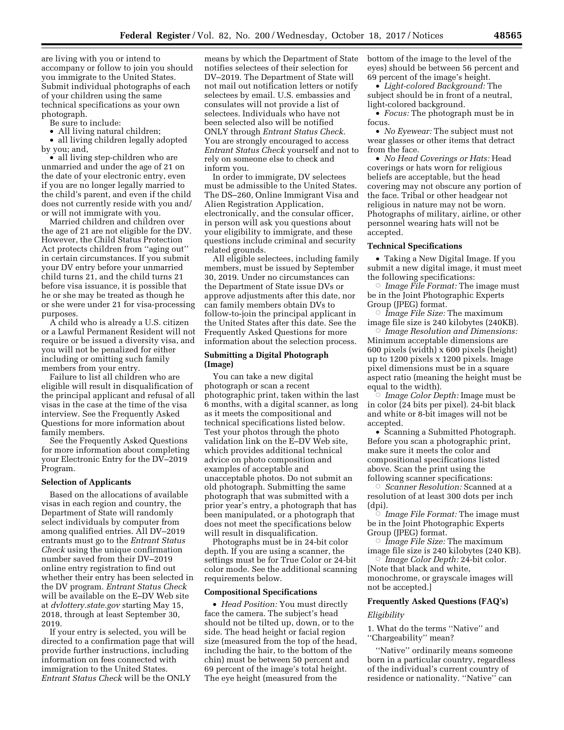are living with you or intend to accompany or follow to join you should you immigrate to the United States. Submit individual photographs of each of your children using the same technical specifications as your own photograph.

Be sure to include:

- All living natural children;
- all living children legally adopted by you; and,
- all living step-children who are unmarried and under the age of 21 on the date of your electronic entry, even if you are no longer legally married to the child's parent, and even if the child does not currently reside with you and/or will not immigrate with you.

Married children and children over the age of 21 are not eligible for the DV. However, the Child Status Protection Act protects children from ''aging out'' in certain circumstances. If you submit your DV entry before your unmarried child turns 21, and the child turns 21 before visa issuance, it is possible that he or she may be treated as though he or she were under 21 for visa-processing purposes.

A child who is already a U.S. citizen or a Lawful Permanent Resident will not require or be issued a diversity visa, and you will not be penalized for either including or omitting such family members from your entry.

Failure to list all children who are eligible will result in disqualification of the principal applicant and refusal of all visas in the case at the time of the visa interview. See the Frequently Asked Questions for more information about family members.

See the Frequently Asked Questions for more information about completing your Electronic Entry for the DV–2019 Program.

**Selection of Applicants**

Based on the allocations of available visas in each region and country, the Department of State will randomly select individuals by computer from among qualified entries. All DV–2019 entrants must go to the *Entrant Status Check* using the unique confirmation number saved from their DV–2019 online entry registration to find out whether their entry has been selected in the DV program. *Entrant Status Check* will be available on the E–DV Web site at *dvlottery.state.gov* starting May 15, 2018, through at least September 30, 2019.

If your entry is selected, you will be directed to a confirmation page that will provide further instructions, including information on fees connected with immigration to the United States. *Entrant Status Check* will be the ONLY means by which the Department of State notifies selectees of their selection for DV–2019. The Department of State will not mail out notification letters or notify selectees by email. U.S. embassies and consulates will not provide a list of selectees. Individuals who have not been selected also will be notified ONLY through *Entrant Status Check.* You are strongly encouraged to access *Entrant Status Check* yourself and not to rely on someone else to check and inform you.

In order to immigrate, DV selectees must be admissible to the United States. The DS–260, Online Immigrant Visa and Alien Registration Application, electronically, and the consular officer, in person will ask you questions about your eligibility to immigrate, and these questions include criminal and security related grounds.

All eligible selectees, including family members, must be issued by September 30, 2019. Under no circumstances can the Department of State issue DVs or approve adjustments after this date, nor can family members obtain DVs to follow-to-join the principal applicant in the United States after this date. See the Frequently Asked Questions for more information about the selection process.

**Submitting a Digital Photograph (Image)**

You can take a new digital photograph or scan a recent photographic print, taken within the last 6 months, with a digital scanner, as long as it meets the compositional and technical specifications listed below. Test your photos through the photo validation link on the E–DV Web site, which provides additional technical advice on photo composition and examples of acceptable and unacceptable photos. Do not submit an old photograph. Submitting the same photograph that was submitted with a prior year's entry, a photograph that has been manipulated, or a photograph that does not meet the specifications below will result in disqualification.

Photographs must be in 24-bit color depth. If you are using a scanner, the settings must be for True Color or 24-bit color mode. See the additional scanning requirements below.

**Compositional Specifications**

- *Head Position:* You must directly face the camera. The subject's head should not be tilted up, down, or to the side. The head height or facial region size (measured from the top of the head, including the hair, to the bottom of the chin) must be between 50 percent and 69 percent of the image's total height. The eye height (measured from the bottom of the image to the level of the eyes) should be between 56 percent and 69 percent of the image's height.
- *Light-colored Background:* The subject should be in front of a neutral, light-colored background.
- *Focus:* The photograph must be in focus.
- *No Eyewear:* The subject must not wear glasses or other items that detract from the face.
- *No Head Coverings or Hats:* Head coverings or hats worn for religious beliefs are acceptable, but the head covering may not obscure any portion of the face. Tribal or other headgear not religious in nature may not be worn. Photographs of military, airline, or other personnel wearing hats will not be accepted.

**Technical Specifications**

- Taking a New Digital Image. If you submit a new digital image, it must meet the following specifications:
  - *Image File Format:* The image must be in the Joint Photographic Experts Group (JPEG) format.
  - *Image File Size:* The maximum image file size is 240 kilobytes (240KB).
  - *Image Resolution and Dimensions:* Minimum acceptable dimensions are 600 pixels (width) x 600 pixels (height) up to 1200 pixels x 1200 pixels. Image pixel dimensions must be in a square aspect ratio (meaning the height must be equal to the width).
  - *Image Color Depth:* Image must be in color (24 bits per pixel). 24-bit black and white or 8-bit images will not be accepted.
- Scanning a Submitted Photograph. Before you scan a photographic print, make sure it meets the color and compositional specifications listed above. Scan the print using the following scanner specifications:
  - *Scanner Resolution:* Scanned at a resolution of at least 300 dots per inch (dpi).
  - *Image File Format:* The image must be in the Joint Photographic Experts Group (JPEG) format.
  - *Image File Size:* The maximum image file size is 240 kilobytes (240 KB).
  - *Image Color Depth:* 24-bit color. [Note that black and white, monochrome, or grayscale images will not be accepted.]

**Frequently Asked Questions (FAQ's)**

*Eligibility*

1. What do the terms ''Native'' and ''Chargeability'' mean?

''Native'' ordinarily means someone born in a particular country, regardless of the individual's current country of residence or nationality. ''Native'' can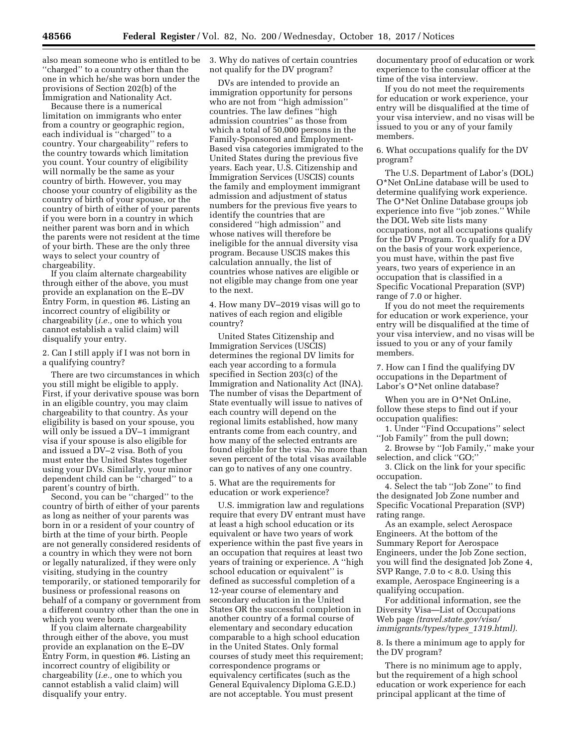also mean someone who is entitled to be ''charged'' to a country other than the one in which he/she was born under the provisions of Section 202(b) of the Immigration and Nationality Act.

Because there is a numerical limitation on immigrants who enter from a country or geographic region, each individual is ''charged'' to a country. Your chargeability'' refers to the country towards which limitation you count. Your country of eligibility will normally be the same as your country of birth. However, you may choose your country of eligibility as the country of birth of your spouse, or the country of birth of either of your parents if you were born in a country in which neither parent was born and in which the parents were not resident at the time of your birth. These are the only three ways to select your country of chargeability.

If you claim alternate chargeability through either of the above, you must provide an explanation on the E–DV Entry Form, in question #6. Listing an incorrect country of eligibility or chargeability (*i.e.,* one to which you cannot establish a valid claim) will disqualify your entry.

2. Can I still apply if I was not born in a qualifying country?

There are two circumstances in which you still might be eligible to apply. First, if your derivative spouse was born in an eligible country, you may claim chargeability to that country. As your eligibility is based on your spouse, you will only be issued a DV–1 immigrant visa if your spouse is also eligible for and issued a DV–2 visa. Both of you must enter the United States together using your DVs. Similarly, your minor dependent child can be ''charged'' to a parent's country of birth.

Second, you can be ''charged'' to the country of birth of either of your parents as long as neither of your parents was born in or a resident of your country of birth at the time of your birth. People are not generally considered residents of a country in which they were not born or legally naturalized, if they were only visiting, studying in the country temporarily, or stationed temporarily for business or professional reasons on behalf of a company or government from a different country other than the one in which you were born.

If you claim alternate chargeability through either of the above, you must provide an explanation on the E–DV Entry Form, in question #6. Listing an incorrect country of eligibility or chargeability (*i.e.,* one to which you cannot establish a valid claim) will disqualify your entry.

3. Why do natives of certain countries not qualify for the DV program?

DVs are intended to provide an immigration opportunity for persons who are not from ''high admission'' countries. The law defines ''high admission countries'' as those from which a total of 50,000 persons in the Family-Sponsored and Employment-Based visa categories immigrated to the United States during the previous five years. Each year, U.S. Citizenship and Immigration Services (USCIS) counts the family and employment immigrant admission and adjustment of status numbers for the previous five years to identify the countries that are considered ''high admission'' and whose natives will therefore be ineligible for the annual diversity visa program. Because USCIS makes this calculation annually, the list of countries whose natives are eligible or not eligible may change from one year to the next.

4. How many DV–2019 visas will go to natives of each region and eligible country?

United States Citizenship and Immigration Services (USCIS) determines the regional DV limits for each year according to a formula specified in Section 203(c) of the Immigration and Nationality Act (INA). The number of visas the Department of State eventually will issue to natives of each country will depend on the regional limits established, how many entrants come from each country, and how many of the selected entrants are found eligible for the visa. No more than seven percent of the total visas available can go to natives of any one country.

5. What are the requirements for education or work experience?

U.S. immigration law and regulations require that every DV entrant must have at least a high school education or its equivalent or have two years of work experience within the past five years in an occupation that requires at least two years of training or experience. A ''high school education or equivalent'' is defined as successful completion of a 12-year course of elementary and secondary education in the United States OR the successful completion in another country of a formal course of elementary and secondary education comparable to a high school education in the United States. Only formal courses of study meet this requirement; correspondence programs or equivalency certificates (such as the General Equivalency Diploma G.E.D.) are not acceptable. You must present documentary proof of education or work experience to the consular officer at the time of the visa interview.

If you do not meet the requirements for education or work experience, your entry will be disqualified at the time of your visa interview, and no visas will be issued to you or any of your family members.

6. What occupations qualify for the DV program?

The U.S. Department of Labor's (DOL) O*Net OnLine database will be used to determine qualifying work experience. The O*Net Online Database groups job experience into five ''job zones.'' While the DOL Web site lists many occupations, not all occupations qualify for the DV Program. To qualify for a DV on the basis of your work experience, you must have, within the past five years, two years of experience in an occupation that is classified in a Specific Vocational Preparation (SVP) range of 7.0 or higher.

If you do not meet the requirements for education or work experience, your entry will be disqualified at the time of your visa interview, and no visas will be issued to you or any of your family members.

7. How can I find the qualifying DV occupations in the Department of Labor's O*Net online database?

When you are in O*Net OnLine, follow these steps to find out if your occupation qualifies:

1. Under ''Find Occupations'' select ''Job Family'' from the pull down;
2. Browse by ''Job Family,'' make your selection, and click ''GO;''
3. Click on the link for your specific occupation.
4. Select the tab ''Job Zone'' to find the designated Job Zone number and Specific Vocational Preparation (SVP) rating range.

As an example, select Aerospace Engineers. At the bottom of the Summary Report for Aerospace Engineers, under the Job Zone section, you will find the designated Job Zone 4, SVP Range, 7.0 to < 8.0. Using this example, Aerospace Engineering is a qualifying occupation.

For additional information, see the Diversity Visa—List of Occupations Web page *(travel.state.gov/visa/immigrants/types/types_1319.html).*

8. Is there a minimum age to apply for the DV program?

There is no minimum age to apply, but the requirement of a high school education or work experience for each principal applicant at the time of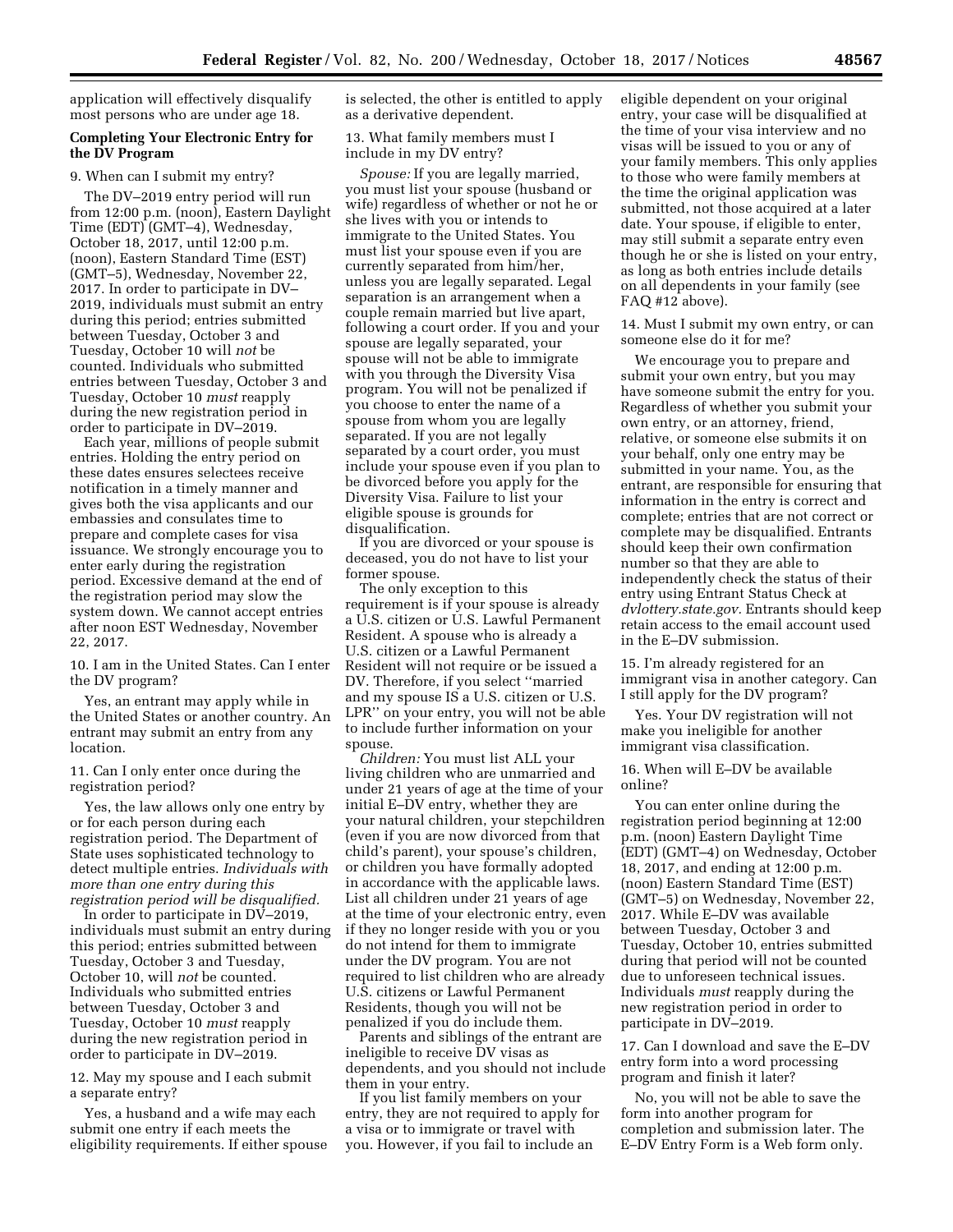application will effectively disqualify most persons who are under age 18.

**Completing Your Electronic Entry for the DV Program**

9. When can I submit my entry?

The DV–2019 entry period will run from 12:00 p.m. (noon), Eastern Daylight Time (EDT) (GMT–4), Wednesday, October 18, 2017, until 12:00 p.m. (noon), Eastern Standard Time (EST) (GMT–5), Wednesday, November 22, 2017. In order to participate in DV–2019, individuals must submit an entry during this period; entries submitted between Tuesday, October 3 and Tuesday, October 10 will *not* be counted. Individuals who submitted entries between Tuesday, October 3 and Tuesday, October 10 *must* reapply during the new registration period in order to participate in DV–2019.

Each year, millions of people submit entries. Holding the entry period on these dates ensures selectees receive notification in a timely manner and gives both the visa applicants and our embassies and consulates time to prepare and complete cases for visa issuance. We strongly encourage you to enter early during the registration period. Excessive demand at the end of the registration period may slow the system down. We cannot accept entries after noon EST Wednesday, November 22, 2017.

10. I am in the United States. Can I enter the DV program?

Yes, an entrant may apply while in the United States or another country. An entrant may submit an entry from any location.

11. Can I only enter once during the registration period?

Yes, the law allows only one entry by or for each person during each registration period. The Department of State uses sophisticated technology to detect multiple entries. *Individuals with more than one entry during this registration period will be disqualified.*

In order to participate in DV–2019, individuals must submit an entry during this period; entries submitted between Tuesday, October 3 and Tuesday, October 10, will *not* be counted. Individuals who submitted entries between Tuesday, October 3 and Tuesday, October 10 *must* reapply during the new registration period in order to participate in DV–2019.

12. May my spouse and I each submit a separate entry?

Yes, a husband and a wife may each submit one entry if each meets the eligibility requirements. If either spouse is selected, the other is entitled to apply as a derivative dependent.

13. What family members must I include in my DV entry?

*Spouse:* If you are legally married, you must list your spouse (husband or wife) regardless of whether or not he or she lives with you or intends to immigrate to the United States. You must list your spouse even if you are currently separated from him/her, unless you are legally separated. Legal separation is an arrangement when a couple remain married but live apart, following a court order. If you and your spouse are legally separated, your spouse will not be able to immigrate with you through the Diversity Visa program. You will not be penalized if you choose to enter the name of a spouse from whom you are legally separated. If you are not legally separated by a court order, you must include your spouse even if you plan to be divorced before you apply for the Diversity Visa. Failure to list your eligible spouse is grounds for disqualification.

If you are divorced or your spouse is deceased, you do not have to list your former spouse.

The only exception to this requirement is if your spouse is already a U.S. citizen or U.S. Lawful Permanent Resident. A spouse who is already a U.S. citizen or a Lawful Permanent Resident will not require or be issued a DV. Therefore, if you select ''married and my spouse IS a U.S. citizen or U.S. LPR'' on your entry, you will not be able to include further information on your spouse.

*Children:* You must list ALL your living children who are unmarried and under 21 years of age at the time of your initial E–DV entry, whether they are your natural children, your stepchildren (even if you are now divorced from that child's parent), your spouse's children, or children you have formally adopted in accordance with the applicable laws. List all children under 21 years of age at the time of your electronic entry, even if they no longer reside with you or you do not intend for them to immigrate under the DV program. You are not required to list children who are already U.S. citizens or Lawful Permanent Residents, though you will not be penalized if you do include them.

Parents and siblings of the entrant are ineligible to receive DV visas as dependents, and you should not include them in your entry.

If you list family members on your entry, they are not required to apply for a visa or to immigrate or travel with you. However, if you fail to include an eligible dependent on your original entry, your case will be disqualified at the time of your visa interview and no visas will be issued to you or any of your family members. This only applies to those who were family members at the time the original application was submitted, not those acquired at a later date. Your spouse, if eligible to enter, may still submit a separate entry even though he or she is listed on your entry, as long as both entries include details on all dependents in your family (see FAQ #12 above).

14. Must I submit my own entry, or can someone else do it for me?

We encourage you to prepare and submit your own entry, but you may have someone submit the entry for you. Regardless of whether you submit your own entry, or an attorney, friend, relative, or someone else submits it on your behalf, only one entry may be submitted in your name. You, as the entrant, are responsible for ensuring that information in the entry is correct and complete; entries that are not correct or complete may be disqualified. Entrants should keep their own confirmation number so that they are able to independently check the status of their entry using Entrant Status Check at *dvlottery.state.gov.* Entrants should keep retain access to the email account used in the E–DV submission.

15. I'm already registered for an immigrant visa in another category. Can I still apply for the DV program?

Yes. Your DV registration will not make you ineligible for another immigrant visa classification.

16. When will E–DV be available online?

You can enter online during the registration period beginning at 12:00 p.m. (noon) Eastern Daylight Time (EDT) (GMT–4) on Wednesday, October 18, 2017, and ending at 12:00 p.m. (noon) Eastern Standard Time (EST) (GMT–5) on Wednesday, November 22, 2017. While E–DV was available between Tuesday, October 3 and Tuesday, October 10, entries submitted during that period will not be counted due to unforeseen technical issues. Individuals *must* reapply during the new registration period in order to participate in DV–2019.

17. Can I download and save the E–DV entry form into a word processing program and finish it later?

No, you will not be able to save the form into another program for completion and submission later. The E–DV Entry Form is a Web form only.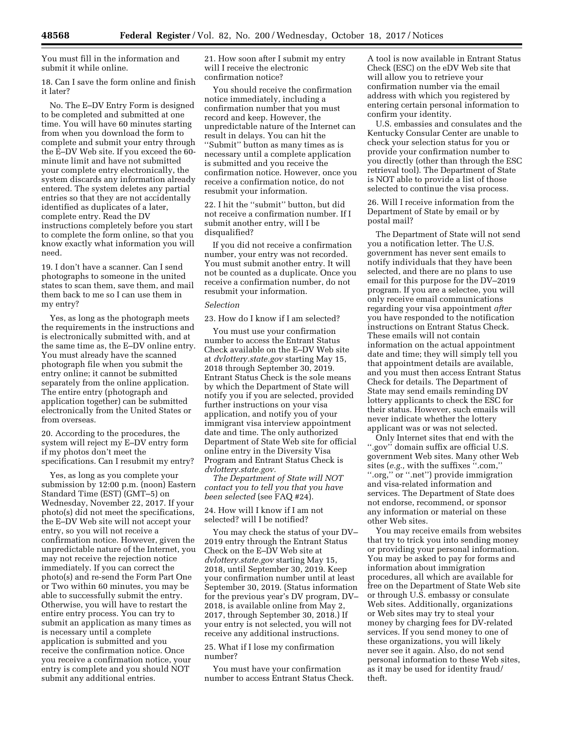You must fill in the information and submit it while online.

18. Can I save the form online and finish it later?

No. The E–DV Entry Form is designed to be completed and submitted at one time. You will have 60 minutes starting from when you download the form to complete and submit your entry through the E–DV Web site. If you exceed the 60-minute limit and have not submitted your complete entry electronically, the system discards any information already entered. The system deletes any partial entries so that they are not accidentally identified as duplicates of a later, complete entry. Read the DV instructions completely before you start to complete the form online, so that you know exactly what information you will need.

19. I don't have a scanner. Can I send photographs to someone in the united states to scan them, save them, and mail them back to me so I can use them in my entry?

Yes, as long as the photograph meets the requirements in the instructions and is electronically submitted with, and at the same time as, the E–DV online entry. You must already have the scanned photograph file when you submit the entry online; it cannot be submitted separately from the online application. The entire entry (photograph and application together) can be submitted electronically from the United States or from overseas.

20. According to the procedures, the system will reject my E–DV entry form if my photos don't meet the specifications. Can I resubmit my entry?

Yes, as long as you complete your submission by 12:00 p.m. (noon) Eastern Standard Time (EST) (GMT–5) on Wednesday, November 22, 2017. If your photo(s) did not meet the specifications, the E–DV Web site will not accept your entry, so you will not receive a confirmation notice. However, given the unpredictable nature of the Internet, you may not receive the rejection notice immediately. If you can correct the photo(s) and re-send the Form Part One or Two within 60 minutes, you may be able to successfully submit the entry. Otherwise, you will have to restart the entire entry process. You can try to submit an application as many times as is necessary until a complete application is submitted and you receive the confirmation notice. Once you receive a confirmation notice, your entry is complete and you should NOT submit any additional entries.

21. How soon after I submit my entry will I receive the electronic confirmation notice?

You should receive the confirmation notice immediately, including a confirmation number that you must record and keep. However, the unpredictable nature of the Internet can result in delays. You can hit the "Submit" button as many times as is necessary until a complete application is submitted and you receive the confirmation notice. However, once you receive a confirmation notice, do not resubmit your information.

22. I hit the "submit" button, but did not receive a confirmation number. If I submit another entry, will I be disqualified?

If you did not receive a confirmation number, your entry was not recorded. You must submit another entry. It will not be counted as a duplicate. Once you receive a confirmation number, do not resubmit your information.

*Selection*

23. How do I know if I am selected?

You must use your confirmation number to access the Entrant Status Check available on the E–DV Web site at *dvlottery.state.gov* starting May 15, 2018 through September 30, 2019. Entrant Status Check is the sole means by which the Department of State will notify you if you are selected, provided further instructions on your visa application, and notify you of your immigrant visa interview appointment date and time. The only authorized Department of State Web site for official online entry in the Diversity Visa Program and Entrant Status Check is *dvlottery.state.gov.*

*The Department of State will NOT contact you to tell you that you have been selected* (see FAQ #24).

24. How will I know if I am not selected? will I be notified?

You may check the status of your DV–2019 entry through the Entrant Status Check on the E–DV Web site at *dvlottery.state.gov* starting May 15, 2018, until September 30, 2019. Keep your confirmation number until at least September 30, 2019. (Status information for the previous year's DV program, DV–2018, is available online from May 2, 2017, through September 30, 2018.) If your entry is not selected, you will not receive any additional instructions.

25. What if I lose my confirmation number?

You must have your confirmation number to access Entrant Status Check. A tool is now available in Entrant Status Check (ESC) on the eDV Web site that will allow you to retrieve your confirmation number via the email address with which you registered by entering certain personal information to confirm your identity.

U.S. embassies and consulates and the Kentucky Consular Center are unable to check your selection status for you or provide your confirmation number to you directly (other than through the ESC retrieval tool). The Department of State is NOT able to provide a list of those selected to continue the visa process.

26. Will I receive information from the Department of State by email or by postal mail?

The Department of State will not send you a notification letter. The U.S. government has never sent emails to notify individuals that they have been selected, and there are no plans to use email for this purpose for the DV–2019 program. If you are a selectee, you will only receive email communications regarding your visa appointment *after* you have responded to the notification instructions on Entrant Status Check. These emails will not contain information on the actual appointment date and time; they will simply tell you that appointment details are available, and you must then access Entrant Status Check for details. The Department of State may send emails reminding DV lottery applicants to check the ESC for their status. However, such emails will never indicate whether the lottery applicant was or was not selected.

Only Internet sites that end with the ".gov" domain suffix are official U.S. government Web sites. Many other Web sites (*e.g.,* with the suffixes ".com," ".org," or ".net") provide immigration and visa-related information and services. The Department of State does not endorse, recommend, or sponsor any information or material on these other Web sites.

You may receive emails from websites that try to trick you into sending money or providing your personal information. You may be asked to pay for forms and information about immigration procedures, all which are available for free on the Department of State Web site or through U.S. embassy or consulate Web sites. Additionally, organizations or Web sites may try to steal your money by charging fees for DV-related services. If you send money to one of these organizations, you will likely never see it again. Also, do not send personal information to these Web sites, as it may be used for identity fraud/theft.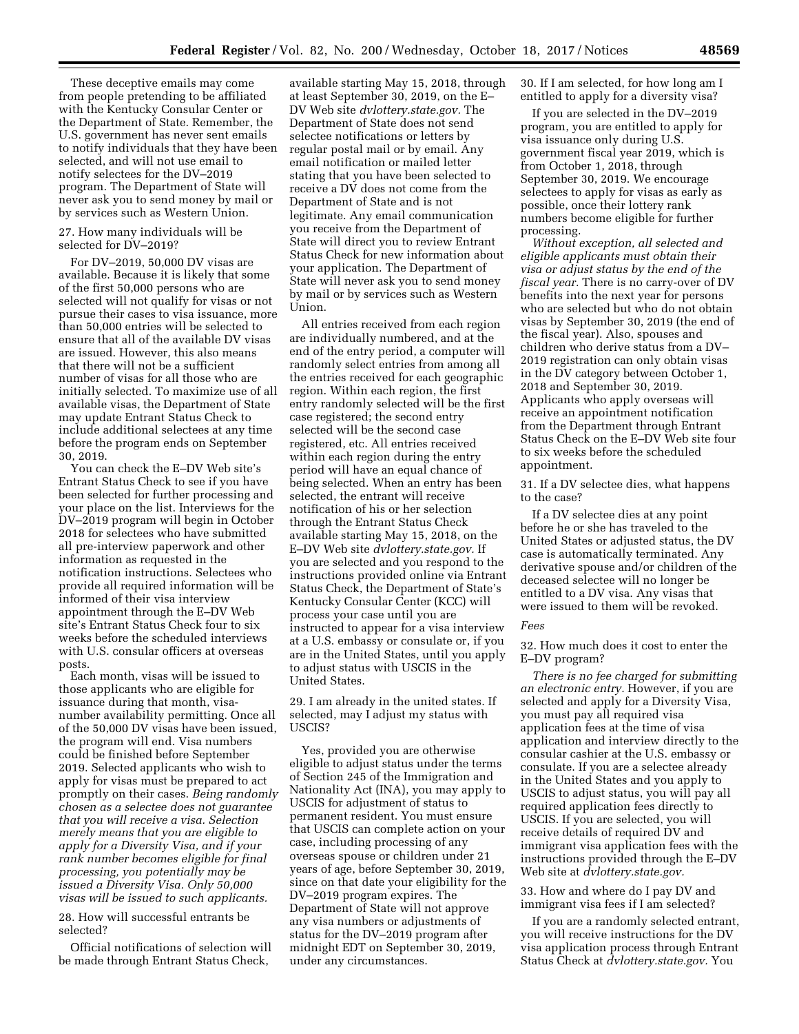These deceptive emails may come from people pretending to be affiliated with the Kentucky Consular Center or the Department of State. Remember, the U.S. government has never sent emails to notify individuals that they have been selected, and will not use email to notify selectees for the DV–2019 program. The Department of State will never ask you to send money by mail or by services such as Western Union.

27. How many individuals will be selected for DV–2019?

For DV–2019, 50,000 DV visas are available. Because it is likely that some of the first 50,000 persons who are selected will not qualify for visas or not pursue their cases to visa issuance, more than 50,000 entries will be selected to ensure that all of the available DV visas are issued. However, this also means that there will not be a sufficient number of visas for all those who are initially selected. To maximize use of all available visas, the Department of State may update Entrant Status Check to include additional selectees at any time before the program ends on September 30, 2019.

You can check the E–DV Web site's Entrant Status Check to see if you have been selected for further processing and your place on the list. Interviews for the DV–2019 program will begin in October 2018 for selectees who have submitted all pre-interview paperwork and other information as requested in the notification instructions. Selectees who provide all required information will be informed of their visa interview appointment through the E–DV Web site's Entrant Status Check four to six weeks before the scheduled interviews with U.S. consular officers at overseas posts.

Each month, visas will be issued to those applicants who are eligible for issuance during that month, visa-number availability permitting. Once all of the 50,000 DV visas have been issued, the program will end. Visa numbers could be finished before September 2019. Selected applicants who wish to apply for visas must be prepared to act promptly on their cases. *Being randomly chosen as a selectee does not guarantee that you will receive a visa. Selection merely means that you are eligible to apply for a Diversity Visa, and if your rank number becomes eligible for final processing, you potentially may be issued a Diversity Visa. Only 50,000 visas will be issued to such applicants.*

28. How will successful entrants be selected?

Official notifications of selection will be made through Entrant Status Check, available starting May 15, 2018, through at least September 30, 2019, on the E–DV Web site *dvlottery.state.gov.* The Department of State does not send selectee notifications or letters by regular postal mail or by email. Any email notification or mailed letter stating that you have been selected to receive a DV does not come from the Department of State and is not legitimate. Any email communication you receive from the Department of State will direct you to review Entrant Status Check for new information about your application. The Department of State will never ask you to send money by mail or by services such as Western Union.

All entries received from each region are individually numbered, and at the end of the entry period, a computer will randomly select entries from among all the entries received for each geographic region. Within each region, the first entry randomly selected will be the first case registered; the second entry selected will be the second case registered, etc. All entries received within each region during the entry period will have an equal chance of being selected. When an entry has been selected, the entrant will receive notification of his or her selection through the Entrant Status Check available starting May 15, 2018, on the E–DV Web site *dvlottery.state.gov.* If you are selected and you respond to the instructions provided online via Entrant Status Check, the Department of State's Kentucky Consular Center (KCC) will process your case until you are instructed to appear for a visa interview at a U.S. embassy or consulate or, if you are in the United States, until you apply to adjust status with USCIS in the United States.

29. I am already in the united states. If selected, may I adjust my status with USCIS?

Yes, provided you are otherwise eligible to adjust status under the terms of Section 245 of the Immigration and Nationality Act (INA), you may apply to USCIS for adjustment of status to permanent resident. You must ensure that USCIS can complete action on your case, including processing of any overseas spouse or children under 21 years of age, before September 30, 2019, since on that date your eligibility for the DV–2019 program expires. The Department of State will not approve any visa numbers or adjustments of status for the DV–2019 program after midnight EDT on September 30, 2019, under any circumstances.

30. If I am selected, for how long am I entitled to apply for a diversity visa?

If you are selected in the DV–2019 program, you are entitled to apply for visa issuance only during U.S. government fiscal year 2019, which is from October 1, 2018, through September 30, 2019. We encourage selectees to apply for visas as early as possible, once their lottery rank numbers become eligible for further processing.

*Without exception, all selected and eligible applicants must obtain their visa or adjust status by the end of the fiscal year.* There is no carry-over of DV benefits into the next year for persons who are selected but who do not obtain visas by September 30, 2019 (the end of the fiscal year). Also, spouses and children who derive status from a DV–2019 registration can only obtain visas in the DV category between October 1, 2018 and September 30, 2019. Applicants who apply overseas will receive an appointment notification from the Department through Entrant Status Check on the E–DV Web site four to six weeks before the scheduled appointment.

31. If a DV selectee dies, what happens to the case?

If a DV selectee dies at any point before he or she has traveled to the United States or adjusted status, the DV case is automatically terminated. Any derivative spouse and/or children of the deceased selectee will no longer be entitled to a DV visa. Any visas that were issued to them will be revoked.

*Fees*

32. How much does it cost to enter the E–DV program?

*There is no fee charged for submitting an electronic entry.* However, if you are selected and apply for a Diversity Visa, you must pay all required visa application fees at the time of visa application and interview directly to the consular cashier at the U.S. embassy or consulate. If you are a selectee already in the United States and you apply to USCIS to adjust status, you will pay all required application fees directly to USCIS. If you are selected, you will receive details of required DV and immigrant visa application fees with the instructions provided through the E–DV Web site at *dvlottery.state.gov.*

33. How and where do I pay DV and immigrant visa fees if I am selected?

If you are a randomly selected entrant, you will receive instructions for the DV visa application process through Entrant Status Check at *dvlottery.state.gov.* You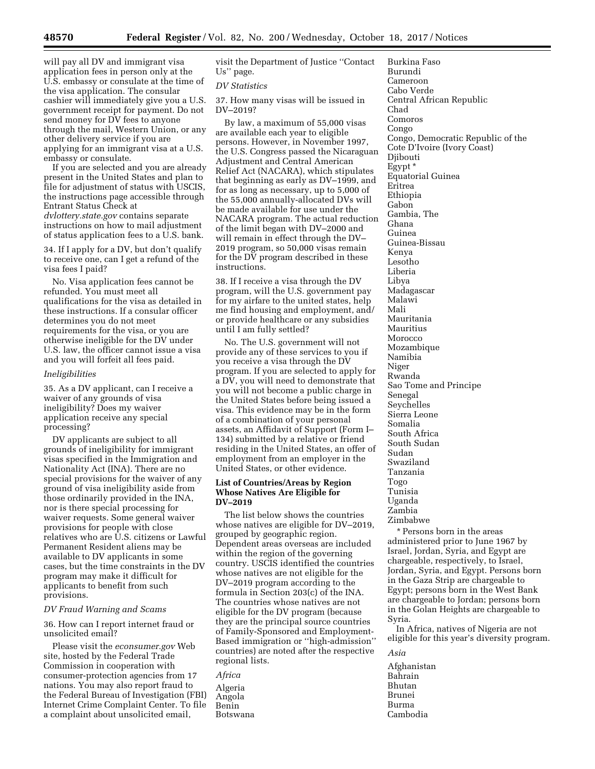will pay all DV and immigrant visa application fees in person only at the U.S. embassy or consulate at the time of the visa application. The consular cashier will immediately give you a U.S. government receipt for payment. Do not send money for DV fees to anyone through the mail, Western Union, or any other delivery service if you are applying for an immigrant visa at a U.S. embassy or consulate.

If you are selected and you are already present in the United States and plan to file for adjustment of status with USCIS, the instructions page accessible through Entrant Status Check at *dvlottery.state.gov* contains separate instructions on how to mail adjustment of status application fees to a U.S. bank.

34. If I apply for a DV, but don't qualify to receive one, can I get a refund of the visa fees I paid?

No. Visa application fees cannot be refunded. You must meet all qualifications for the visa as detailed in these instructions. If a consular officer determines you do not meet requirements for the visa, or you are otherwise ineligible for the DV under U.S. law, the officer cannot issue a visa and you will forfeit all fees paid.

*Ineligibilities*

35. As a DV applicant, can I receive a waiver of any grounds of visa ineligibility? Does my waiver application receive any special processing?

DV applicants are subject to all grounds of ineligibility for immigrant visas specified in the Immigration and Nationality Act (INA). There are no special provisions for the waiver of any ground of visa ineligibility aside from those ordinarily provided in the INA, nor is there special processing for waiver requests. Some general waiver provisions for people with close relatives who are U.S. citizens or Lawful Permanent Resident aliens may be available to DV applicants in some cases, but the time constraints in the DV program may make it difficult for applicants to benefit from such provisions.

*DV Fraud Warning and Scams*

36. How can I report internet fraud or unsolicited email?

Please visit the *econsumer.gov* Web site, hosted by the Federal Trade Commission in cooperation with consumer-protection agencies from 17 nations. You may also report fraud to the Federal Bureau of Investigation (FBI) Internet Crime Complaint Center. To file a complaint about unsolicited email, visit the Department of Justice ''Contact Us'' page.

*DV Statistics*

37. How many visas will be issued in DV–2019?

By law, a maximum of 55,000 visas are available each year to eligible persons. However, in November 1997, the U.S. Congress passed the Nicaraguan Adjustment and Central American Relief Act (NACARA), which stipulates that beginning as early as DV–1999, and for as long as necessary, up to 5,000 of the 55,000 annually-allocated DVs will be made available for use under the NACARA program. The actual reduction of the limit began with DV–2000 and will remain in effect through the DV–2019 program, so 50,000 visas remain for the DV program described in these instructions.

38. If I receive a visa through the DV program, will the U.S. government pay for my airfare to the united states, help me find housing and employment, and/or provide healthcare or any subsidies until I am fully settled?

No. The U.S. government will not provide any of these services to you if you receive a visa through the DV program. If you are selected to apply for a DV, you will need to demonstrate that you will not become a public charge in the United States before being issued a visa. This evidence may be in the form of a combination of your personal assets, an Affidavit of Support (Form I–134) submitted by a relative or friend residing in the United States, an offer of employment from an employer in the United States, or other evidence.

**List of Countries/Areas by Region Whose Natives Are Eligible for DV–2019**

The list below shows the countries whose natives are eligible for DV–2019, grouped by geographic region. Dependent areas overseas are included within the region of the governing country. USCIS identified the countries whose natives are not eligible for the DV–2019 program according to the formula in Section 203(c) of the INA. The countries whose natives are not eligible for the DV program (because they are the principal source countries of Family-Sponsored and Employment-Based immigration or ''high-admission'' countries) are noted after the respective regional lists.

*Africa*

Algeria
Angola
Benin
Botswana
Burkina Faso
Burundi
Cameroon
Cabo Verde
Central African Republic
Chad
Comoros
Congo
Congo, Democratic Republic of the
Cote D'Ivoire (Ivory Coast)
Djibouti
Egypt *
Equatorial Guinea
Eritrea
Ethiopia
Gabon
Gambia, The
Ghana
Guinea
Guinea-Bissau
Kenya
Lesotho
Liberia
Libya
Madagascar
Malawi
Mali
Mauritania
Mauritius
Morocco
Mozambique
Namibia
Niger
Rwanda
Sao Tome and Principe
Senegal
Seychelles
Sierra Leone
Somalia
South Africa
South Sudan
Sudan
Swaziland
Tanzania
Togo
Tunisia
Uganda
Zambia
Zimbabwe

* Persons born in the areas administered prior to June 1967 by Israel, Jordan, Syria, and Egypt are chargeable, respectively, to Israel, Jordan, Syria, and Egypt. Persons born in the Gaza Strip are chargeable to Egypt; persons born in the West Bank are chargeable to Jordan; persons born in the Golan Heights are chargeable to Syria.

In Africa, natives of Nigeria are not eligible for this year's diversity program.

*Asia*

Afghanistan
Bahrain
Bhutan
Brunei
Burma
Cambodia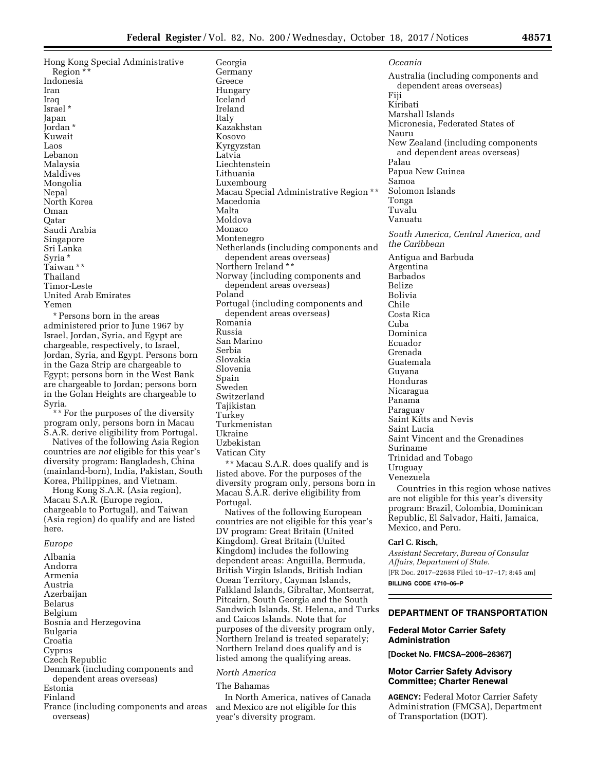Hong Kong Special Administrative Region **
Indonesia
Iran
Iraq
Israel *
Japan
Jordan *
Kuwait
Laos
Lebanon
Malaysia
Maldives
Mongolia
Nepal
North Korea
Oman
Qatar
Saudi Arabia
Singapore
Sri Lanka
Syria *
Taiwan **
Thailand
Timor-Leste
United Arab Emirates
Yemen

* Persons born in the areas administered prior to June 1967 by Israel, Jordan, Syria, and Egypt are chargeable, respectively, to Israel, Jordan, Syria, and Egypt. Persons born in the Gaza Strip are chargeable to Egypt; persons born in the West Bank are chargeable to Jordan; persons born in the Golan Heights are chargeable to Syria.

** For the purposes of the diversity program only, persons born in Macau S.A.R. derive eligibility from Portugal.

Natives of the following Asia Region countries are *not* eligible for this year's diversity program: Bangladesh, China (mainland-born), India, Pakistan, South Korea, Philippines, and Vietnam.

Hong Kong S.A.R. (Asia region), Macau S.A.R. (Europe region, chargeable to Portugal), and Taiwan (Asia region) do qualify and are listed here.

*Europe*

Albania
Andorra
Armenia
Austria
Azerbaijan
Belarus
Belgium
Bosnia and Herzegovina
Bulgaria
Croatia
Cyprus
Czech Republic
Denmark (including components and dependent areas overseas)
Estonia
Finland
France (including components and areas overseas)
Georgia
Germany
Greece
Hungary
Iceland
Ireland
Italy
Kazakhstan
Kosovo
Kyrgyzstan
Latvia
Liechtenstein
Lithuania
Luxembourg
Macau Special Administrative Region **
Macedonia
Malta
Moldova
Monaco
Montenegro
Netherlands (including components and dependent areas overseas)
Northern Ireland **
Norway (including components and dependent areas overseas)
Poland
Portugal (including components and dependent areas overseas)
Romania
Russia
San Marino
Serbia
Slovakia
Slovenia
Spain
Sweden
Switzerland
Tajikistan
Turkey
Turkmenistan
Ukraine
Uzbekistan
Vatican City

** Macau S.A.R. does qualify and is listed above. For the purposes of the diversity program only, persons born in Macau S.A.R. derive eligibility from Portugal.

Natives of the following European countries are not eligible for this year's DV program: Great Britain (United Kingdom). Great Britain (United Kingdom) includes the following dependent areas: Anguilla, Bermuda, British Virgin Islands, British Indian Ocean Territory, Cayman Islands, Falkland Islands, Gibraltar, Montserrat, Pitcairn, South Georgia and the South Sandwich Islands, St. Helena, and Turks and Caicos Islands. Note that for purposes of the diversity program only, Northern Ireland is treated separately; Northern Ireland does qualify and is listed among the qualifying areas.

*North America*

The Bahamas

In North America, natives of Canada and Mexico are not eligible for this year's diversity program.

*Oceania*

Australia (including components and dependent areas overseas)
Fiji
Kiribati
Marshall Islands
Micronesia, Federated States of
Nauru
New Zealand (including components and dependent areas overseas)
Palau
Papua New Guinea
Samoa
Solomon Islands
Tonga
Tuvalu
Vanuatu

*South America, Central America, and the Caribbean*

Antigua and Barbuda
Argentina
Barbados
Belize
Bolivia
Chile
Costa Rica
Cuba
Dominica
Ecuador
Grenada
Guatemala
Guyana
Honduras
Nicaragua
Panama
Paraguay
Saint Kitts and Nevis
Saint Lucia
Saint Vincent and the Grenadines
Suriname
Trinidad and Tobago
Uruguay
Venezuela

Countries in this region whose natives are not eligible for this year's diversity program: Brazil, Colombia, Dominican Republic, El Salvador, Haiti, Jamaica, Mexico, and Peru.

**Carl C. Risch,**

*Assistant Secretary, Bureau of Consular Affairs, Department of State.*

[FR Doc. 2017–22638 Filed 10–17–17; 8:45 am]

**BILLING CODE 4710–06–P**

## DEPARTMENT OF TRANSPORTATION

### Federal Motor Carrier Safety Administration

**[Docket No. FMCSA–2006–26367]**

### Motor Carrier Safety Advisory Committee; Charter Renewal

**AGENCY:** Federal Motor Carrier Safety Administration (FMCSA), Department of Transportation (DOT).